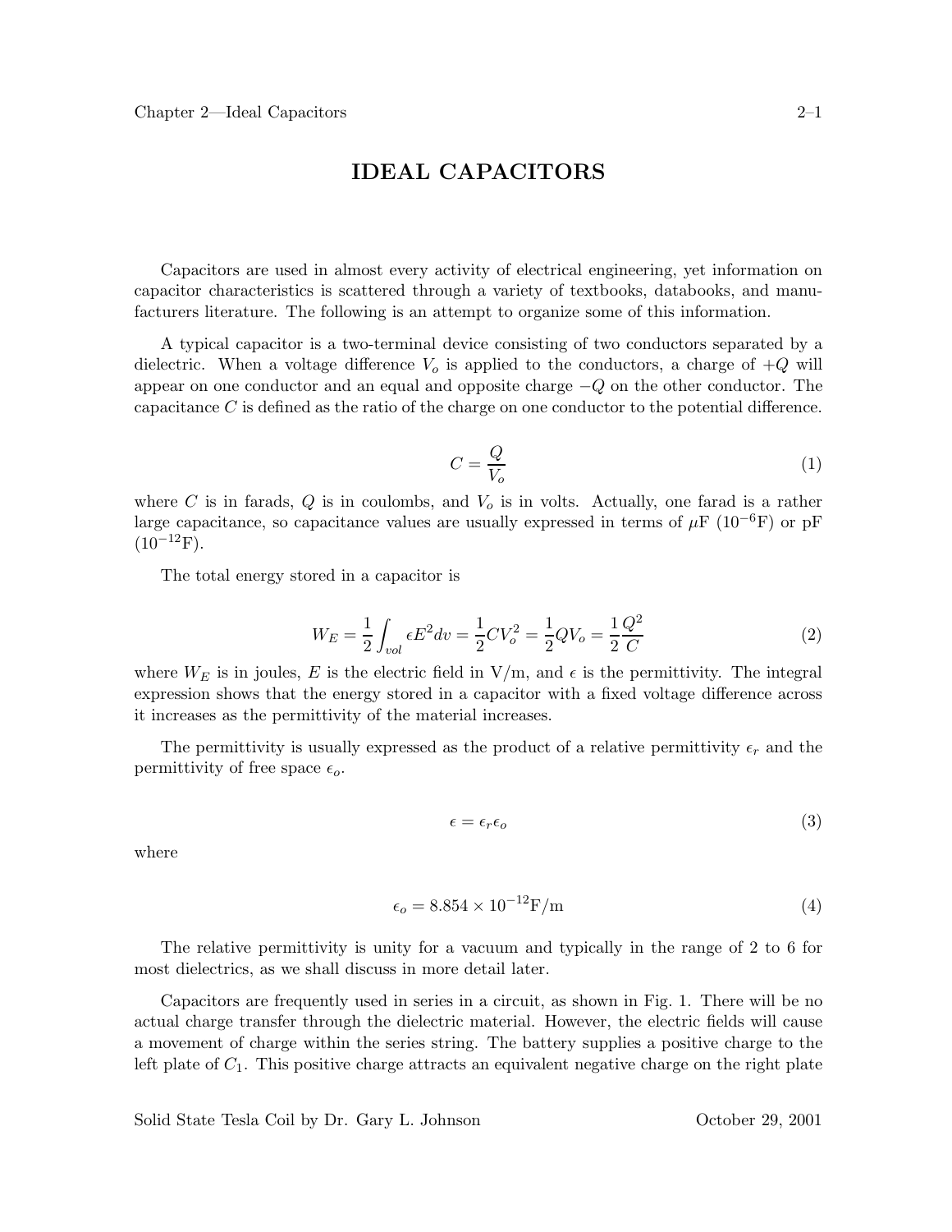# IDEAL CAPACITORS

Capacitors are used in almost every activity of electrical engineering, yet information on capacitor characteristics is scattered through a variety of textbooks, databooks, and manufacturers literature. The following is an attempt to organize some of this information.

A typical capacitor is a two-terminal device consisting of two conductors separated by a dielectric. When a voltage difference $V_o$ is applied to the conductors, a charge of $+Q$ will appear on one conductor and an equal and opposite charge $-Q$ on the other conductor. The capacitance $C$ is defined as the ratio of the charge on one conductor to the potential difference.

$$C = \frac{Q}{V_o} \tag{1}$$

where $C$ is in farads, $Q$ is in coulombs, and $V_o$ is in volts. Actually, one farad is a rather large capacitance, so capacitance values are usually expressed in terms of $\mu$F ($10^{-6}$F) or pF ($10^{-12}$F).

The total energy stored in a capacitor is

$$W_E = \frac{1}{2}\int_{vol} \epsilon E^2 dv = \frac{1}{2}CV_o^2 = \frac{1}{2}QV_o = \frac{1}{2}\frac{Q^2}{C} \tag{2}$$

where $W_E$ is in joules, $E$ is the electric field in V/m, and $\epsilon$ is the permittivity. The integral expression shows that the energy stored in a capacitor with a fixed voltage difference across it increases as the permittivity of the material increases.

The permittivity is usually expressed as the product of a relative permittivity $\epsilon_r$ and the permittivity of free space $\epsilon_o$.

$$\epsilon = \epsilon_r \epsilon_o \tag{3}$$

where

$$\epsilon_o = 8.854 \times 10^{-12}\text{F/m} \tag{4}$$

The relative permittivity is unity for a vacuum and typically in the range of 2 to 6 for most dielectrics, as we shall discuss in more detail later.

Capacitors are frequently used in series in a circuit, as shown in Fig. 1. There will be no actual charge transfer through the dielectric material. However, the electric fields will cause a movement of charge within the series string. The battery supplies a positive charge to the left plate of $C_1$. This positive charge attracts an equivalent negative charge on the right plate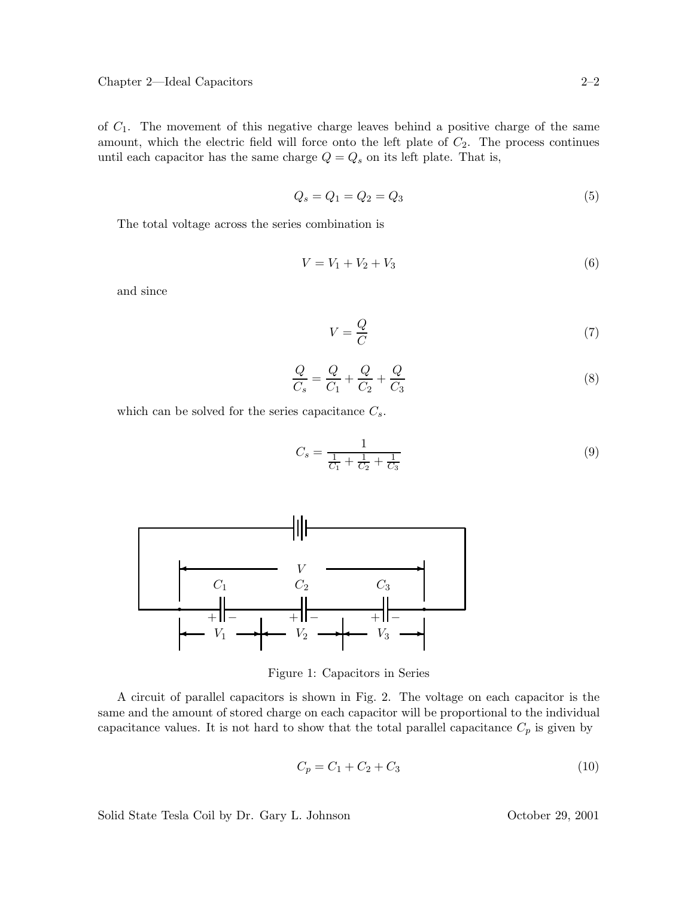of $C_1$. The movement of this negative charge leaves behind a positive charge of the same amount, which the electric field will force onto the left plate of $C_2$. The process continues until each capacitor has the same charge $Q = Q_s$ on its left plate. That is,

$$Q_s = Q_1 = Q_2 = Q_3 \tag{5}$$

The total voltage across the series combination is

$$V = V_1 + V_2 + V_3 \tag{6}$$

and since

$$V = \frac{Q}{C} \tag{7}$$

$$\frac{Q}{C_s} = \frac{Q}{C_1} + \frac{Q}{C_2} + \frac{Q}{C_3} \tag{8}$$

which can be solved for the series capacitance $C_s$.

$$C_s = \frac{1}{\frac{1}{C_1} + \frac{1}{C_2} + \frac{1}{C_3}} \tag{9}$$

Figure 1: Capacitors in Series

A circuit of parallel capacitors is shown in Fig. 2. The voltage on each capacitor is the same and the amount of stored charge on each capacitor will be proportional to the individual capacitance values. It is not hard to show that the total parallel capacitance $C_p$ is given by

$$C_p = C_1 + C_2 + C_3 \tag{10}$$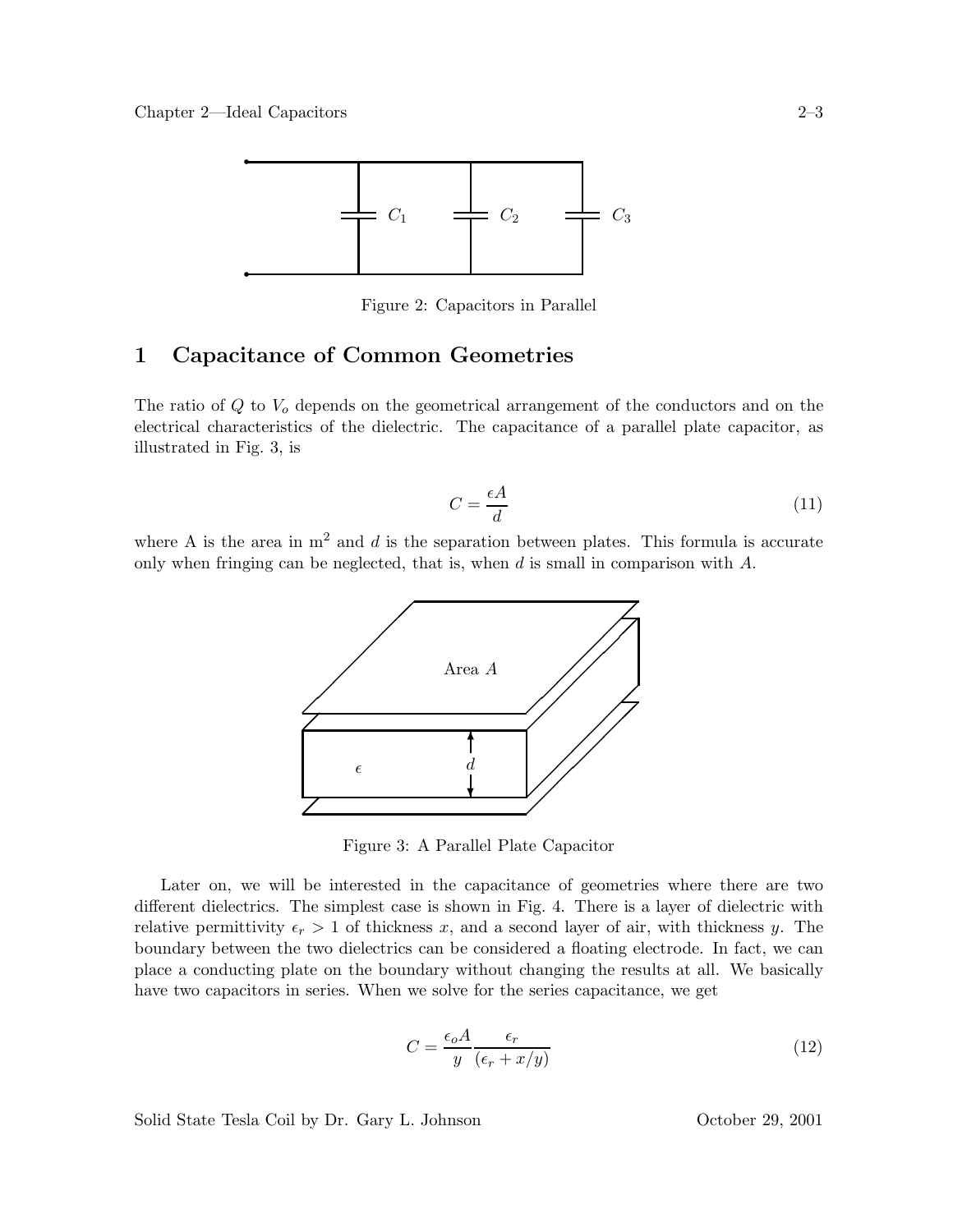Figure 2: Capacitors in Parallel

# 1 Capacitance of Common Geometries

The ratio of $Q$ to $V_o$ depends on the geometrical arrangement of the conductors and on the electrical characteristics of the dielectric. The capacitance of a parallel plate capacitor, as illustrated in Fig. 3, is

$$C = \frac{\epsilon A}{d} \tag{11}$$

where A is the area in $\mathrm{m}^2$ and $d$ is the separation between plates. This formula is accurate only when fringing can be neglected, that is, when $d$ is small in comparison with $A$.

Figure 3: A Parallel Plate Capacitor

Later on, we will be interested in the capacitance of geometries where there are two different dielectrics. The simplest case is shown in Fig. 4. There is a layer of dielectric with relative permittivity $\epsilon_r > 1$ of thickness $x$, and a second layer of air, with thickness $y$. The boundary between the two dielectrics can be considered a floating electrode. In fact, we can place a conducting plate on the boundary without changing the results at all. We basically have two capacitors in series. When we solve for the series capacitance, we get

$$C = \frac{\epsilon_o A}{y} \frac{\epsilon_r}{(\epsilon_r + x/y)} \tag{12}$$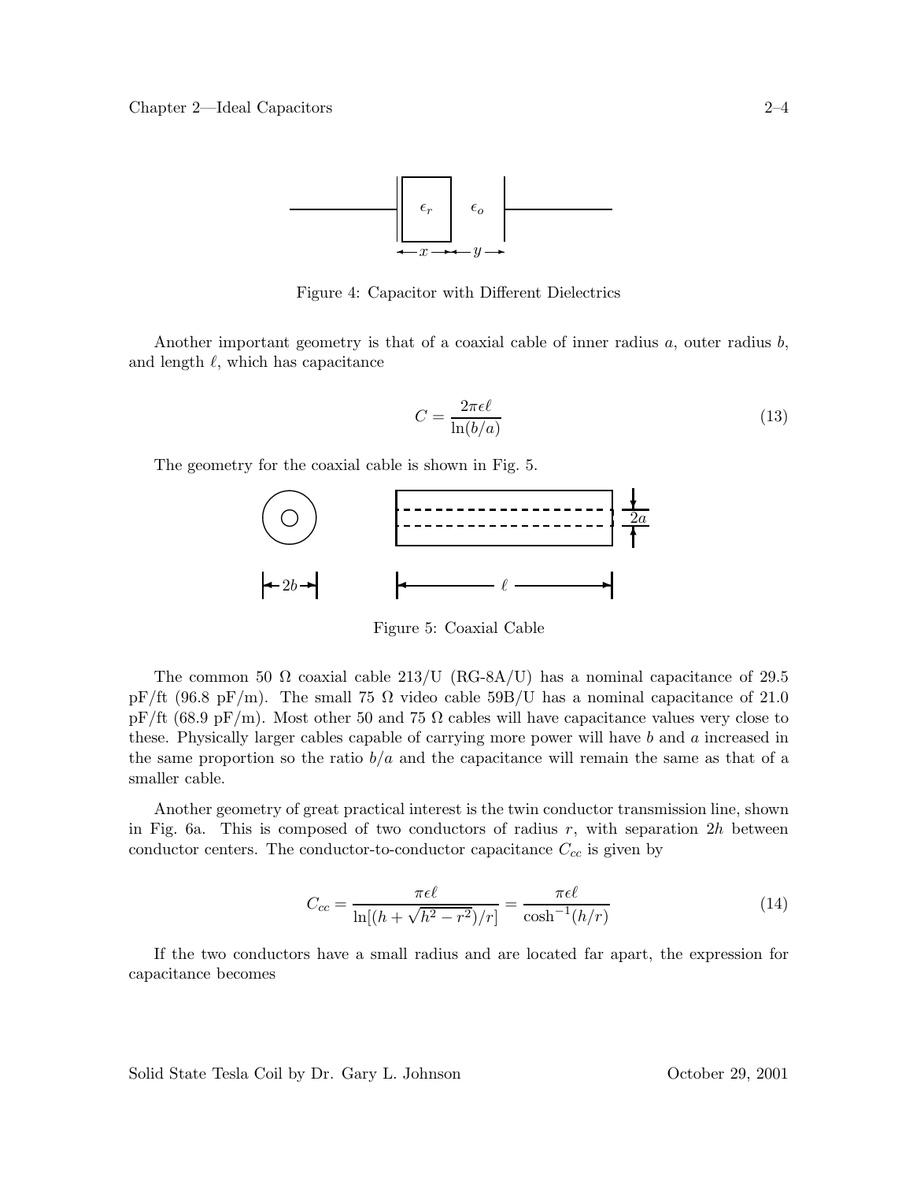Figure 4: Capacitor with Different Dielectrics

Another important geometry is that of a coaxial cable of inner radius $a$, outer radius $b$, and length $\ell$, which has capacitance

$$C = \frac{2\pi\epsilon\ell}{\ln(b/a)} \tag{13}$$

The geometry for the coaxial cable is shown in Fig. 5.

Figure 5: Coaxial Cable

The common 50 Ω coaxial cable 213/U (RG-8A/U) has a nominal capacitance of 29.5 pF/ft (96.8 pF/m). The small 75 Ω video cable 59B/U has a nominal capacitance of 21.0 pF/ft (68.9 pF/m). Most other 50 and 75 Ω cables will have capacitance values very close to these. Physically larger cables capable of carrying more power will have $b$ and $a$ increased in the same proportion so the ratio $b/a$ and the capacitance will remain the same as that of a smaller cable.

Another geometry of great practical interest is the twin conductor transmission line, shown in Fig. 6a. This is composed of two conductors of radius $r$, with separation $2h$ between conductor centers. The conductor-to-conductor capacitance $C_{cc}$ is given by

$$C_{cc} = \frac{\pi\epsilon\ell}{\ln[(h + \sqrt{h^2 - r^2})/r]} = \frac{\pi\epsilon\ell}{\cosh^{-1}(h/r)} \tag{14}$$

If the two conductors have a small radius and are located far apart, the expression for capacitance becomes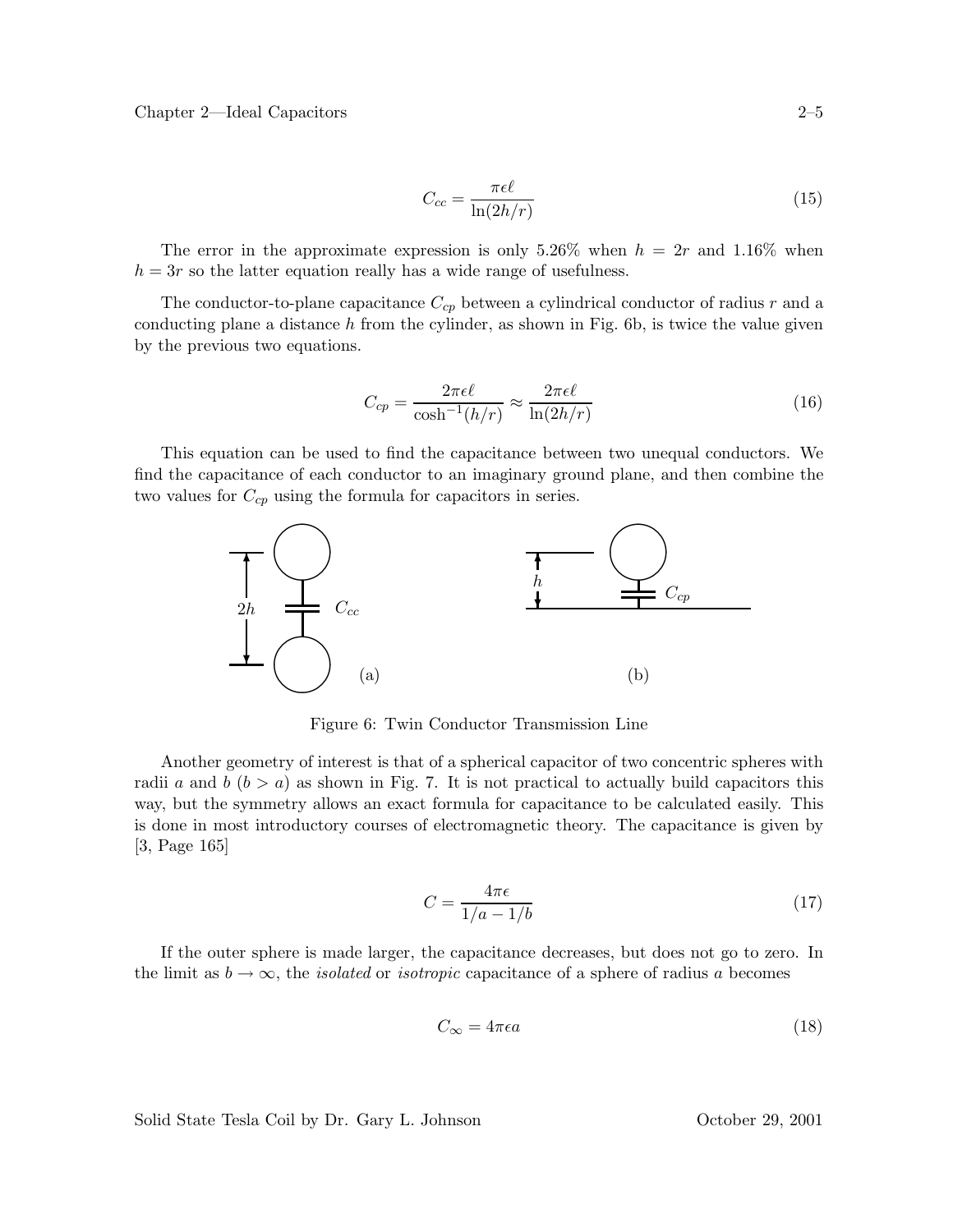$$C_{cc} = \frac{\pi \epsilon \ell}{\ln(2h/r)} \tag{15}$$

The error in the approximate expression is only 5.26% when $h = 2r$ and 1.16% when $h = 3r$ so the latter equation really has a wide range of usefulness.

The conductor-to-plane capacitance $C_{cp}$ between a cylindrical conductor of radius $r$ and a conducting plane a distance $h$ from the cylinder, as shown in Fig. 6b, is twice the value given by the previous two equations.

$$C_{cp} = \frac{2\pi \epsilon \ell}{\cosh^{-1}(h/r)} \approx \frac{2\pi \epsilon \ell}{\ln(2h/r)} \tag{16}$$

This equation can be used to find the capacitance between two unequal conductors. We find the capacitance of each conductor to an imaginary ground plane, and then combine the two values for $C_{cp}$ using the formula for capacitors in series.

Figure 6: Twin Conductor Transmission Line

Another geometry of interest is that of a spherical capacitor of two concentric spheres with radii $a$ and $b$ ($b > a$) as shown in Fig. 7. It is not practical to actually build capacitors this way, but the symmetry allows an exact formula for capacitance to be calculated easily. This is done in most introductory courses of electromagnetic theory. The capacitance is given by [3, Page 165]

$$C = \frac{4\pi \epsilon}{1/a - 1/b} \tag{17}$$

If the outer sphere is made larger, the capacitance decreases, but does not go to zero. In the limit as $b \to \infty$, the *isolated* or *isotropic* capacitance of a sphere of radius $a$ becomes

$$C_\infty = 4\pi \epsilon a \tag{18}$$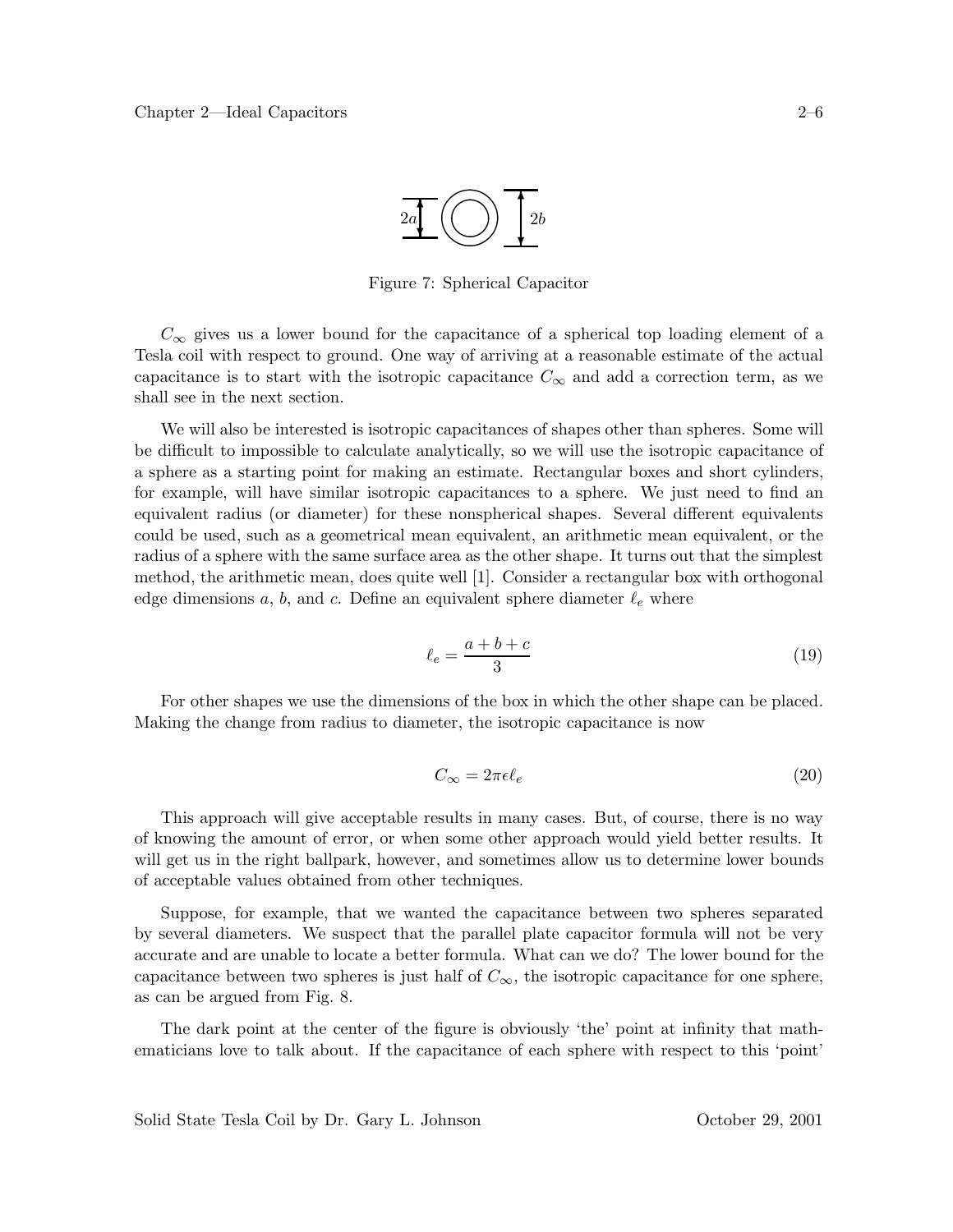Figure 7: Spherical Capacitor

$C_\infty$ gives us a lower bound for the capacitance of a spherical top loading element of a Tesla coil with respect to ground. One way of arriving at a reasonable estimate of the actual capacitance is to start with the isotropic capacitance $C_\infty$ and add a correction term, as we shall see in the next section.

We will also be interested is isotropic capacitances of shapes other than spheres. Some will be difficult to impossible to calculate analytically, so we will use the isotropic capacitance of a sphere as a starting point for making an estimate. Rectangular boxes and short cylinders, for example, will have similar isotropic capacitances to a sphere. We just need to find an equivalent radius (or diameter) for these nonspherical shapes. Several different equivalents could be used, such as a geometrical mean equivalent, an arithmetic mean equivalent, or the radius of a sphere with the same surface area as the other shape. It turns out that the simplest method, the arithmetic mean, does quite well [1]. Consider a rectangular box with orthogonal edge dimensions $a$, $b$, and $c$. Define an equivalent sphere diameter $\ell_e$ where

$$\ell_e = \frac{a + b + c}{3} \tag{19}$$

For other shapes we use the dimensions of the box in which the other shape can be placed. Making the change from radius to diameter, the isotropic capacitance is now

$$C_\infty = 2\pi\epsilon\ell_e \tag{20}$$

This approach will give acceptable results in many cases. But, of course, there is no way of knowing the amount of error, or when some other approach would yield better results. It will get us in the right ballpark, however, and sometimes allow us to determine lower bounds of acceptable values obtained from other techniques.

Suppose, for example, that we wanted the capacitance between two spheres separated by several diameters. We suspect that the parallel plate capacitor formula will not be very accurate and are unable to locate a better formula. What can we do? The lower bound for the capacitance between two spheres is just half of $C_\infty$, the isotropic capacitance for one sphere, as can be argued from Fig. 8.

The dark point at the center of the figure is obviously 'the' point at infinity that mathematicians love to talk about. If the capacitance of each sphere with respect to this 'point'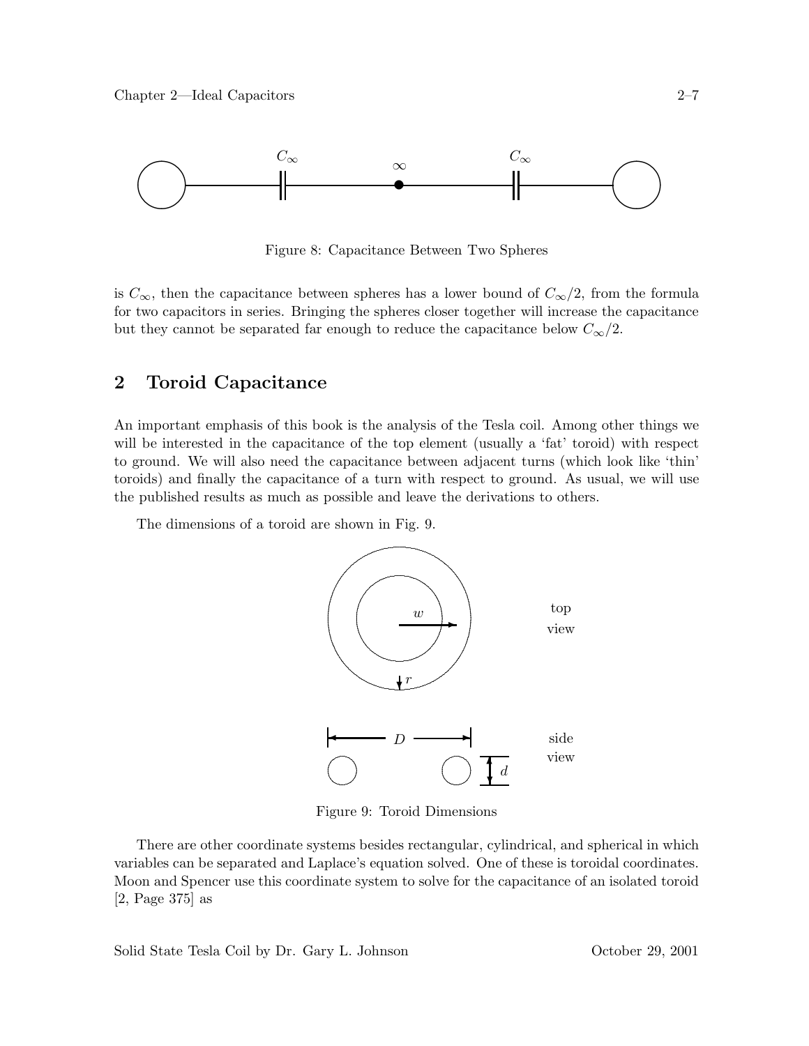Figure 8: Capacitance Between Two Spheres

is $C_\infty$, then the capacitance between spheres has a lower bound of $C_\infty/2$, from the formula for two capacitors in series. Bringing the spheres closer together will increase the capacitance but they cannot be separated far enough to reduce the capacitance below $C_\infty/2$.

## 2 Toroid Capacitance

An important emphasis of this book is the analysis of the Tesla coil. Among other things we will be interested in the capacitance of the top element (usually a 'fat' toroid) with respect to ground. We will also need the capacitance between adjacent turns (which look like 'thin' toroids) and finally the capacitance of a turn with respect to ground. As usual, we will use the published results as much as possible and leave the derivations to others.

The dimensions of a toroid are shown in Fig. 9.

Figure 9: Toroid Dimensions

There are other coordinate systems besides rectangular, cylindrical, and spherical in which variables can be separated and Laplace's equation solved. One of these is toroidal coordinates. Moon and Spencer use this coordinate system to solve for the capacitance of an isolated toroid [2, Page 375] as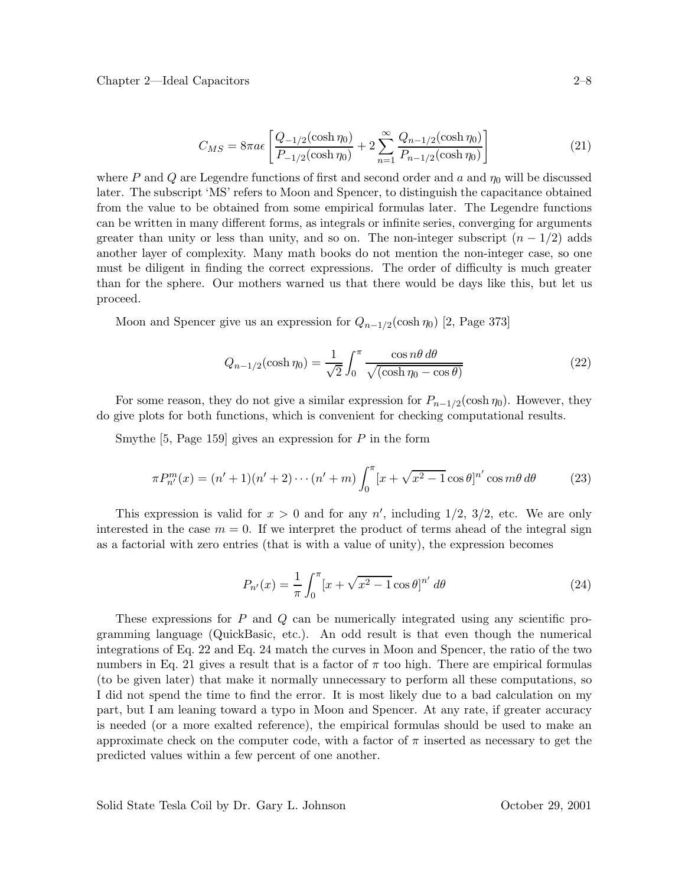$$C_{MS} = 8\pi a\epsilon \left[ \frac{Q_{-1/2}(\cosh \eta_0)}{P_{-1/2}(\cosh \eta_0)} + 2 \sum_{n=1}^{\infty} \frac{Q_{n-1/2}(\cosh \eta_0)}{P_{n-1/2}(\cosh \eta_0)} \right] \tag{21}$$

where $P$ and $Q$ are Legendre functions of first and second order and $a$ and $\eta_0$ will be discussed later. The subscript 'MS' refers to Moon and Spencer, to distinguish the capacitance obtained from the value to be obtained from some empirical formulas later. The Legendre functions can be written in many different forms, as integrals or infinite series, converging for arguments greater than unity or less than unity, and so on. The non-integer subscript $(n - 1/2)$ adds another layer of complexity. Many math books do not mention the non-integer case, so one must be diligent in finding the correct expressions. The order of difficulty is much greater than for the sphere. Our mothers warned us that there would be days like this, but let us proceed.

Moon and Spencer give us an expression for $Q_{n-1/2}(\cosh \eta_0)$ [2, Page 373]

$$Q_{n-1/2}(\cosh \eta_0) = \frac{1}{\sqrt{2}} \int_0^{\pi} \frac{\cos n\theta \, d\theta}{\sqrt{(\cosh \eta_0 - \cos \theta)}} \tag{22}$$

For some reason, they do not give a similar expression for $P_{n-1/2}(\cosh \eta_0)$. However, they do give plots for both functions, which is convenient for checking computational results.

Smythe [5, Page 159] gives an expression for $P$ in the form

$$\pi P_{n'}^{m}(x) = (n'+1)(n'+2)\cdots(n'+m) \int_0^{\pi} [x + \sqrt{x^2-1} \cos \theta]^{n'} \cos m\theta \, d\theta \tag{23}$$

This expression is valid for $x > 0$ and for any $n'$, including $1/2$, $3/2$, etc. We are only interested in the case $m = 0$. If we interpret the product of terms ahead of the integral sign as a factorial with zero entries (that is with a value of unity), the expression becomes

$$P_{n'}(x) = \frac{1}{\pi} \int_0^{\pi} [x + \sqrt{x^2-1} \cos \theta]^{n'} \, d\theta \tag{24}$$

These expressions for $P$ and $Q$ can be numerically integrated using any scientific programming language (QuickBasic, etc.). An odd result is that even though the numerical integrations of Eq. 22 and Eq. 24 match the curves in Moon and Spencer, the ratio of the two numbers in Eq. 21 gives a result that is a factor of $\pi$ too high. There are empirical formulas (to be given later) that make it normally unnecessary to perform all these computations, so I did not spend the time to find the error. It is most likely due to a bad calculation on my part, but I am leaning toward a typo in Moon and Spencer. At any rate, if greater accuracy is needed (or a more exalted reference), the empirical formulas should be used to make an approximate check on the computer code, with a factor of $\pi$ inserted as necessary to get the predicted values within a few percent of one another.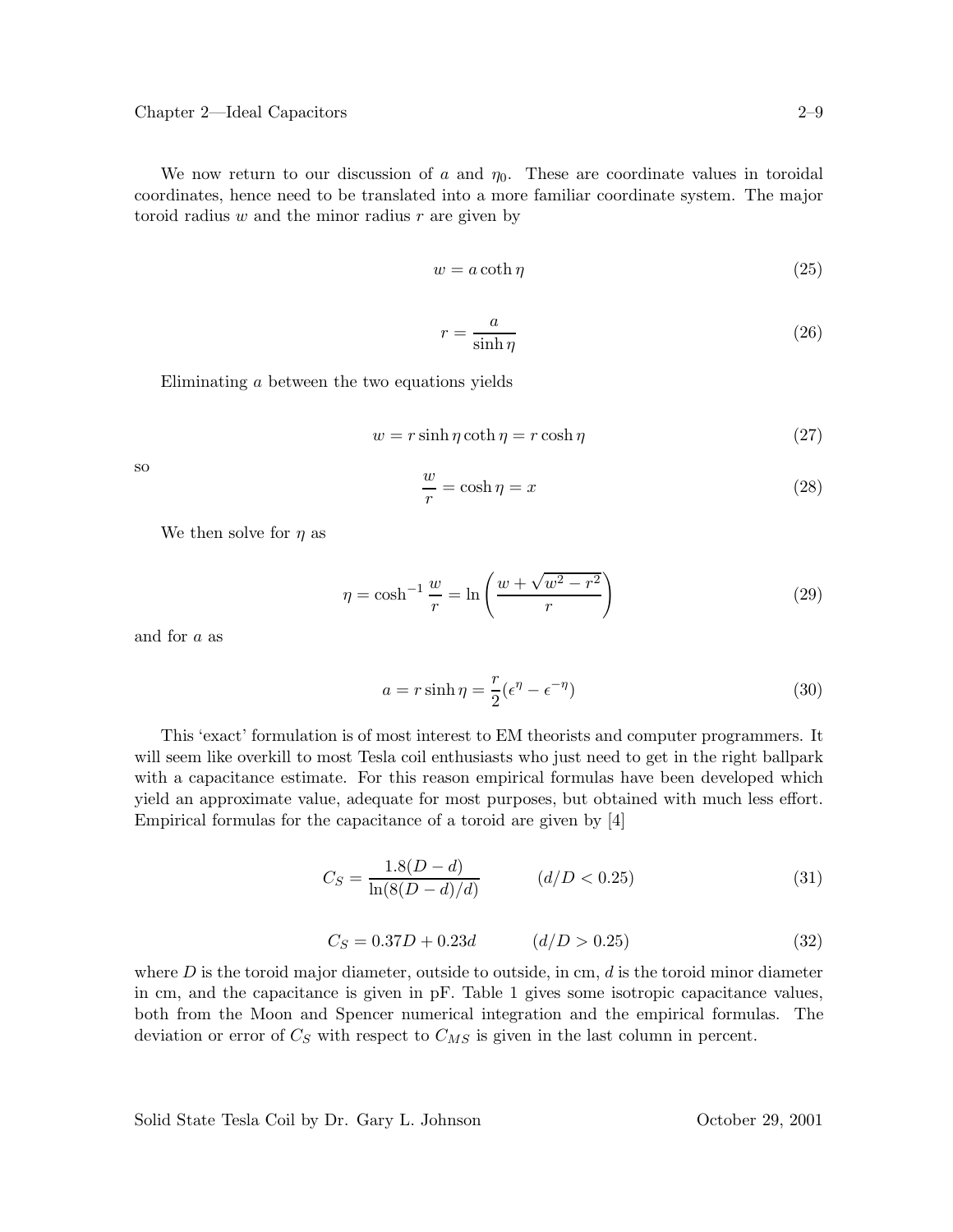We now return to our discussion of $a$ and $\eta_0$. These are coordinate values in toroidal coordinates, hence need to be translated into a more familiar coordinate system. The major toroid radius $w$ and the minor radius $r$ are given by

$$w = a \coth \eta \tag{25}$$

$$r = \frac{a}{\sinh \eta} \tag{26}$$

Eliminating $a$ between the two equations yields

$$w = r \sinh \eta \coth \eta = r \cosh \eta \tag{27}$$

so

$$\frac{w}{r} = \cosh \eta = x \tag{28}$$

We then solve for $\eta$ as

$$\eta = \cosh^{-1} \frac{w}{r} = \ln \left( \frac{w + \sqrt{w^2 - r^2}}{r} \right) \tag{29}$$

and for $a$ as

$$a = r \sinh \eta = \frac{r}{2}(\epsilon^{\eta} - \epsilon^{-\eta}) \tag{30}$$

This 'exact' formulation is of most interest to EM theorists and computer programmers. It will seem like overkill to most Tesla coil enthusiasts who just need to get in the right ballpark with a capacitance estimate. For this reason empirical formulas have been developed which yield an approximate value, adequate for most purposes, but obtained with much less effort. Empirical formulas for the capacitance of a toroid are given by [4]

$$C_S = \frac{1.8(D - d)}{\ln(8(D - d)/d)} \qquad (d/D < 0.25) \tag{31}$$

$$C_S = 0.37D + 0.23d \qquad (d/D > 0.25) \tag{32}$$

where $D$ is the toroid major diameter, outside to outside, in cm, $d$ is the toroid minor diameter in cm, and the capacitance is given in pF. Table 1 gives some isotropic capacitance values, both from the Moon and Spencer numerical integration and the empirical formulas. The deviation or error of $C_S$ with respect to $C_{MS}$ is given in the last column in percent.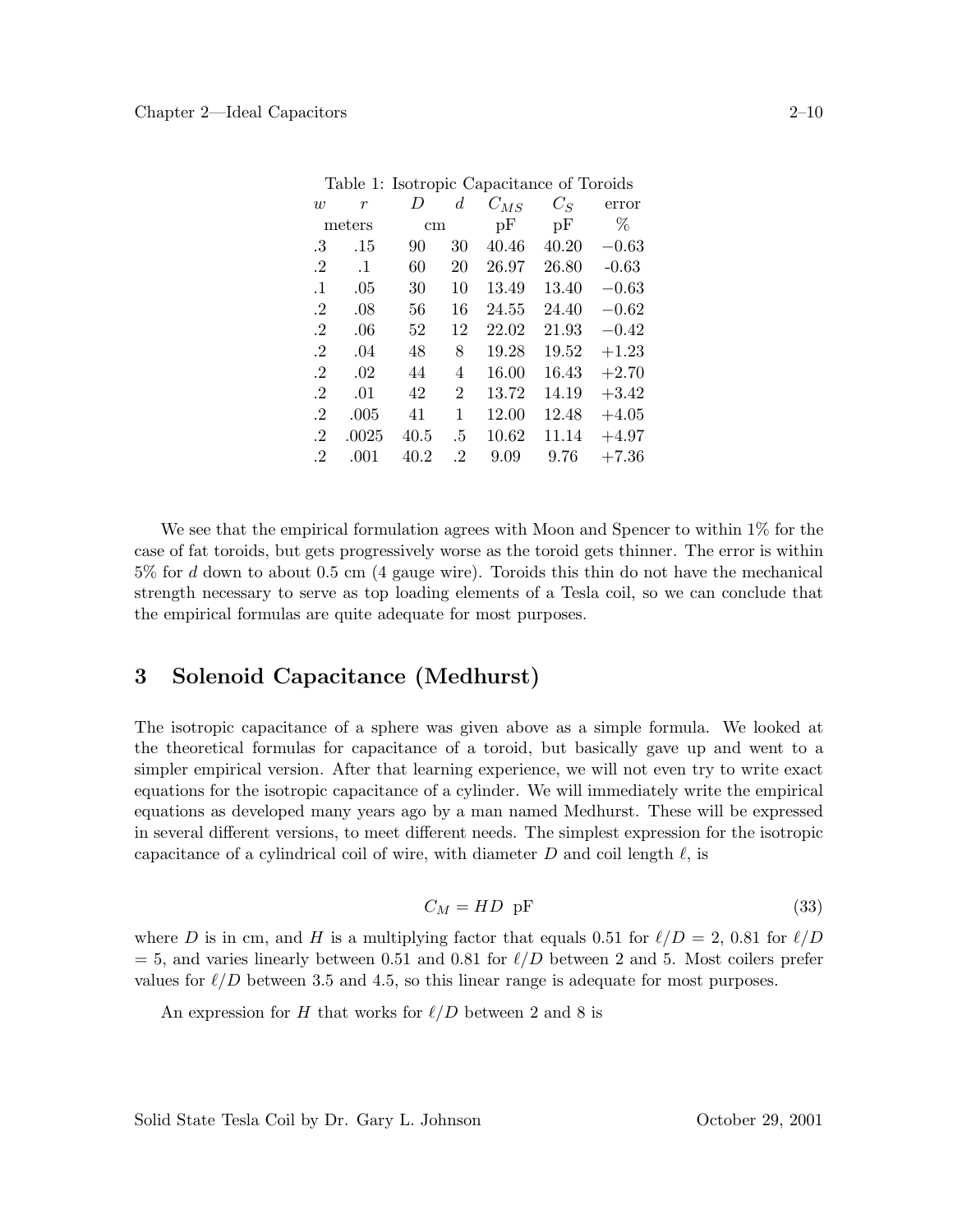Table 1: Isotropic Capacitance of Toroids

| $w$ | $r$ | $D$ | $d$ | $C_{MS}$ | $C_S$ | error |
|---|---|---|---|---|---|---|
| meters | | cm | | pF | pF | % |
| .3 | .15 | 90 | 30 | 40.46 | 40.20 | $-0.63$ |
| .2 | .1 | 60 | 20 | 26.97 | 26.80 | -0.63 |
| .1 | .05 | 30 | 10 | 13.49 | 13.40 | $-0.63$ |
| .2 | .08 | 56 | 16 | 24.55 | 24.40 | $-0.62$ |
| .2 | .06 | 52 | 12 | 22.02 | 21.93 | $-0.42$ |
| .2 | .04 | 48 | 8 | 19.28 | 19.52 | $+1.23$ |
| .2 | .02 | 44 | 4 | 16.00 | 16.43 | $+2.70$ |
| .2 | .01 | 42 | 2 | 13.72 | 14.19 | $+3.42$ |
| .2 | .005 | 41 | 1 | 12.00 | 12.48 | $+4.05$ |
| .2 | .0025 | 40.5 | .5 | 10.62 | 11.14 | $+4.97$ |
| .2 | .001 | 40.2 | .2 | 9.09 | 9.76 | $+7.36$ |

We see that the empirical formulation agrees with Moon and Spencer to within 1% for the case of fat toroids, but gets progressively worse as the toroid gets thinner. The error is within 5% for $d$ down to about 0.5 cm (4 gauge wire). Toroids this thin do not have the mechanical strength necessary to serve as top loading elements of a Tesla coil, so we can conclude that the empirical formulas are quite adequate for most purposes.

## 3 Solenoid Capacitance (Medhurst)

The isotropic capacitance of a sphere was given above as a simple formula. We looked at the theoretical formulas for capacitance of a toroid, but basically gave up and went to a simpler empirical version. After that learning experience, we will not even try to write exact equations for the isotropic capacitance of a cylinder. We will immediately write the empirical equations as developed many years ago by a man named Medhurst. These will be expressed in several different versions, to meet different needs. The simplest expression for the isotropic capacitance of a cylindrical coil of wire, with diameter $D$ and coil length $\ell$, is

$$C_M = HD \ \text{pF} \tag{33}$$

where $D$ is in cm, and $H$ is a multiplying factor that equals 0.51 for $\ell/D = 2$, 0.81 for $\ell/D = 5$, and varies linearly between 0.51 and 0.81 for $\ell/D$ between 2 and 5. Most coilers prefer values for $\ell/D$ between 3.5 and 4.5, so this linear range is adequate for most purposes.

An expression for $H$ that works for $\ell/D$ between 2 and 8 is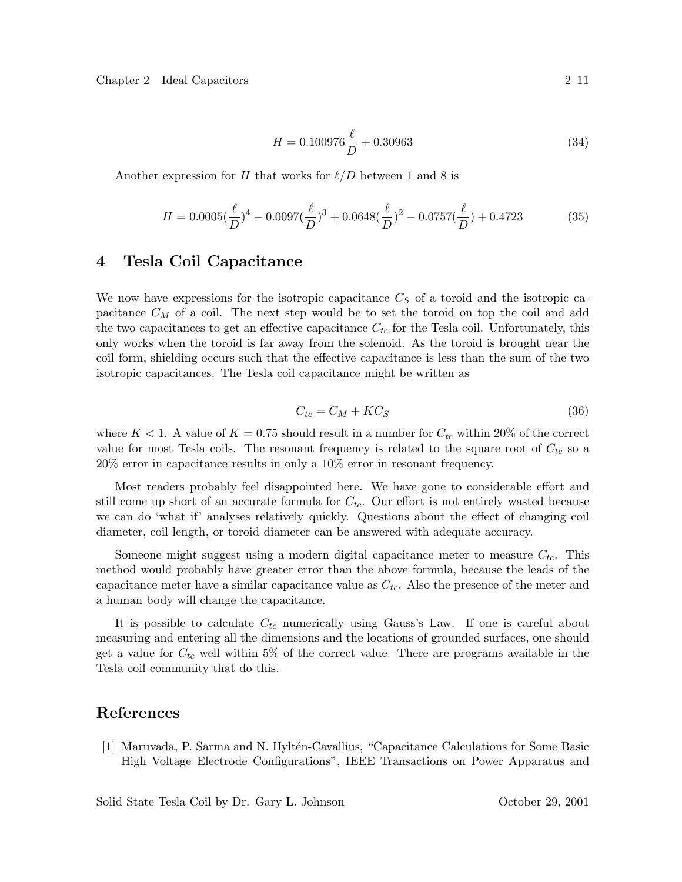$$H = 0.100976\frac{\ell}{D} + 0.30963 \tag{34}$$

Another expression for $H$ that works for $\ell/D$ between 1 and 8 is

$$H = 0.0005(\frac{\ell}{D})^4 - 0.0097(\frac{\ell}{D})^3 + 0.0648(\frac{\ell}{D})^2 - 0.0757(\frac{\ell}{D}) + 0.4723 \tag{35}$$

## 4 Tesla Coil Capacitance

We now have expressions for the isotropic capacitance $C_S$ of a toroid and the isotropic capacitance $C_M$ of a coil. The next step would be to set the toroid on top the coil and add the two capacitances to get an effective capacitance $C_{tc}$ for the Tesla coil. Unfortunately, this only works when the toroid is far away from the solenoid. As the toroid is brought near the coil form, shielding occurs such that the effective capacitance is less than the sum of the two isotropic capacitances. The Tesla coil capacitance might be written as

$$C_{tc} = C_M + KC_S \tag{36}$$

where $K < 1$. A value of $K = 0.75$ should result in a number for $C_{tc}$ within 20% of the correct value for most Tesla coils. The resonant frequency is related to the square root of $C_{tc}$ so a 20% error in capacitance results in only a 10% error in resonant frequency.

Most readers probably feel disappointed here. We have gone to considerable effort and still come up short of an accurate formula for $C_{tc}$. Our effort is not entirely wasted because we can do 'what if' analyses relatively quickly. Questions about the effect of changing coil diameter, coil length, or toroid diameter can be answered with adequate accuracy.

Someone might suggest using a modern digital capacitance meter to measure $C_{tc}$. This method would probably have greater error than the above formula, because the leads of the capacitance meter have a similar capacitance value as $C_{tc}$. Also the presence of the meter and a human body will change the capacitance.

It is possible to calculate $C_{tc}$ numerically using Gauss's Law. If one is careful about measuring and entering all the dimensions and the locations of grounded surfaces, one should get a value for $C_{tc}$ well within 5% of the correct value. There are programs available in the Tesla coil community that do this.

## References

[1] Maruvada, P. Sarma and N. Hyltén-Cavallius, "Capacitance Calculations for Some Basic High Voltage Electrode Configurations", IEEE Transactions on Power Apparatus and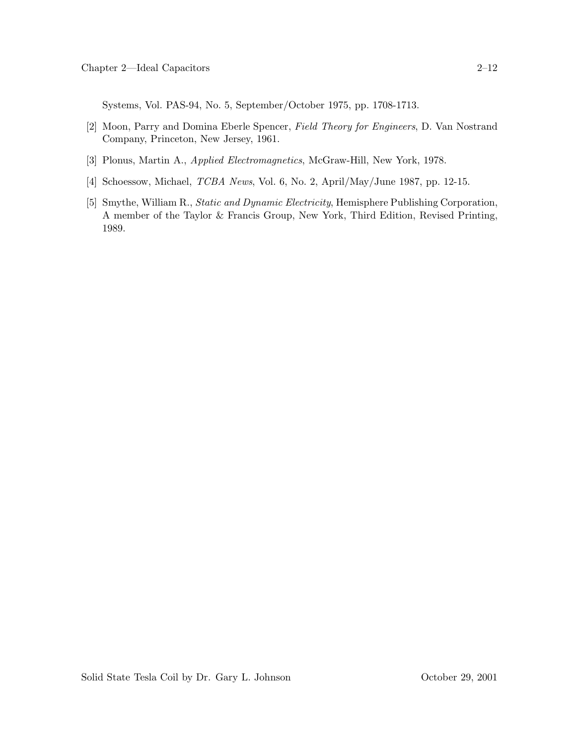Systems, Vol. PAS-94, No. 5, September/October 1975, pp. 1708-1713.

[2] Moon, Parry and Domina Eberle Spencer, *Field Theory for Engineers*, D. Van Nostrand Company, Princeton, New Jersey, 1961.

[3] Plonus, Martin A., *Applied Electromagnetics*, McGraw-Hill, New York, 1978.

[4] Schoessow, Michael, *TCBA News*, Vol. 6, No. 2, April/May/June 1987, pp. 12-15.

[5] Smythe, William R., *Static and Dynamic Electricity*, Hemisphere Publishing Corporation, A member of the Taylor & Francis Group, New York, Third Edition, Revised Printing, 1989.